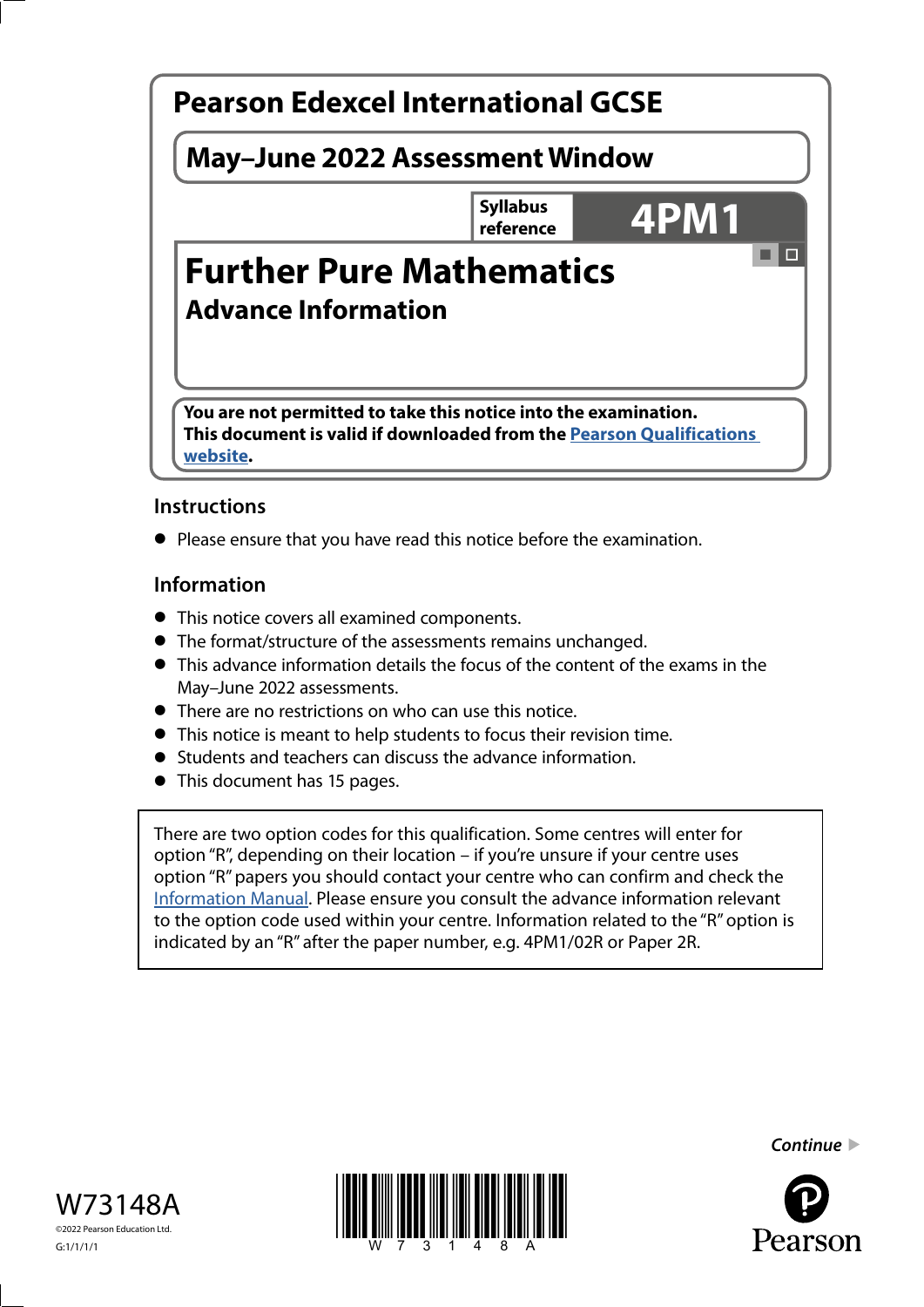# Pearson Edexcel International GCSE

## May–June 2022 Assessment Window

Syllabus reference **4PM1**

# Further Pure Mathematics

## Advance Information

**You are not permitted to take this notice into the examination.**
**This document is valid if downloaded from the Pearson Qualifications website.**

### Instructions

- Please ensure that you have read this notice before the examination.

### Information

- This notice covers all examined components.
- The format/structure of the assessments remains unchanged.
- This advance information details the focus of the content of the exams in the May–June 2022 assessments.
- There are no restrictions on who can use this notice.
- This notice is meant to help students to focus their revision time.
- Students and teachers can discuss the advance information.
- This document has 15 pages.

There are two option codes for this qualification. Some centres will enter for option "R", depending on their location – if you're unsure if your centre uses option "R" papers you should contact your centre who can confirm and check the Information Manual. Please ensure you consult the advance information relevant to the option code used within your centre. Information related to the "R" option is indicated by an "R" after the paper number, e.g. 4PM1/02R or Paper 2R.

*Continue* ▶

W73148A
©2022 Pearson Education Ltd.
G:1/1/1/1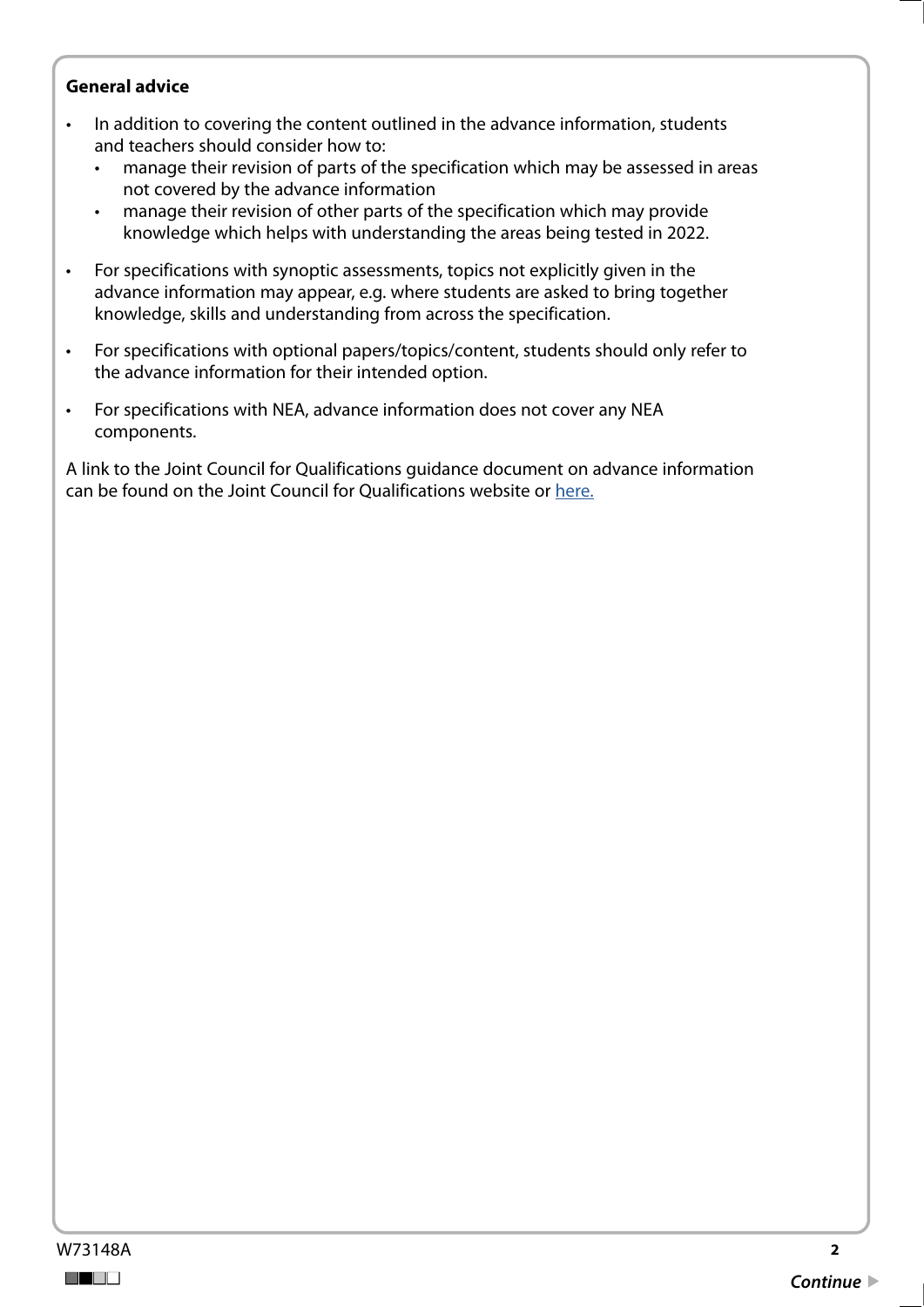**General advice**

- In addition to covering the content outlined in the advance information, students and teachers should consider how to:
  - manage their revision of parts of the specification which may be assessed in areas not covered by the advance information
  - manage their revision of other parts of the specification which may provide knowledge which helps with understanding the areas being tested in 2022.
- For specifications with synoptic assessments, topics not explicitly given in the advance information may appear, e.g. where students are asked to bring together knowledge, skills and understanding from across the specification.
- For specifications with optional papers/topics/content, students should only refer to the advance information for their intended option.
- For specifications with NEA, advance information does not cover any NEA components.

A link to the Joint Council for Qualifications guidance document on advance information can be found on the Joint Council for Qualifications website or here.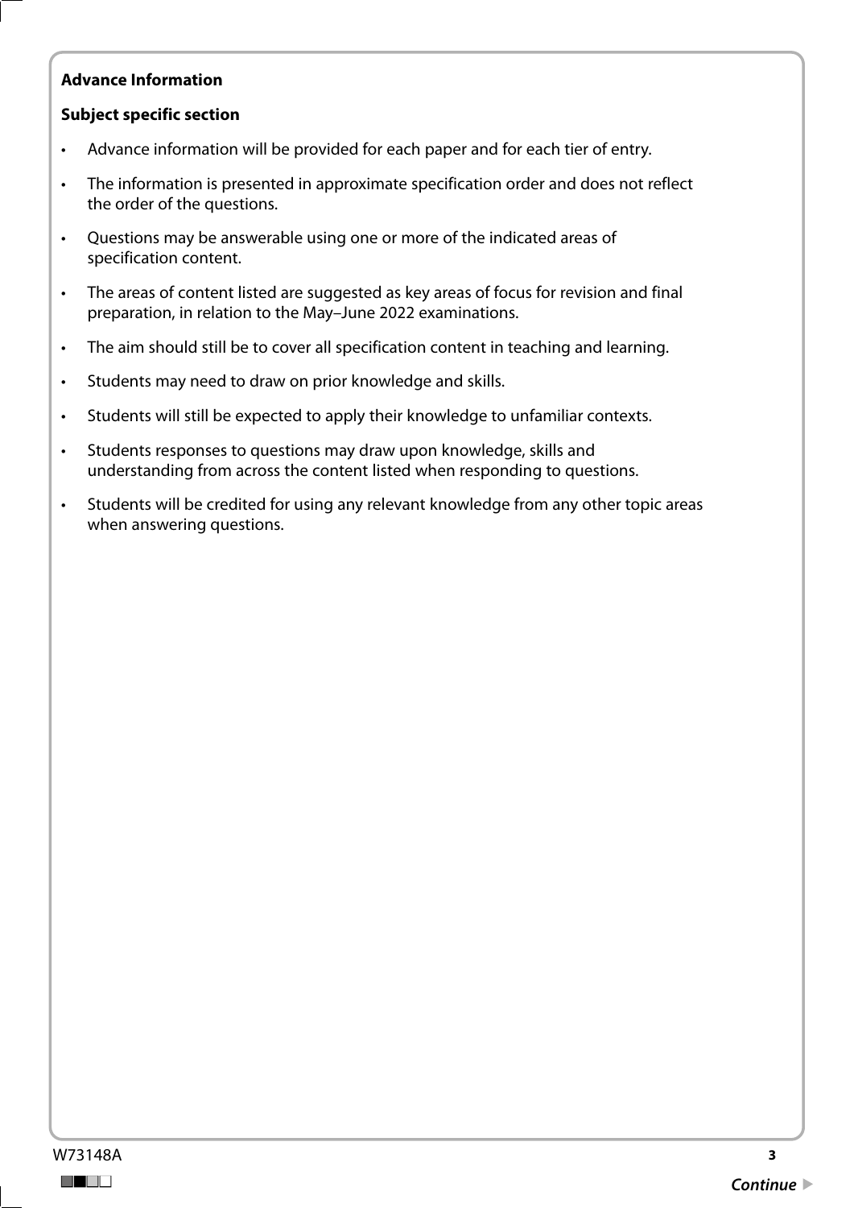**Advance Information**

**Subject specific section**

- Advance information will be provided for each paper and for each tier of entry.
- The information is presented in approximate specification order and does not reflect the order of the questions.
- Questions may be answerable using one or more of the indicated areas of specification content.
- The areas of content listed are suggested as key areas of focus for revision and final preparation, in relation to the May–June 2022 examinations.
- The aim should still be to cover all specification content in teaching and learning.
- Students may need to draw on prior knowledge and skills.
- Students will still be expected to apply their knowledge to unfamiliar contexts.
- Students responses to questions may draw upon knowledge, skills and understanding from across the content listed when responding to questions.
- Students will be credited for using any relevant knowledge from any other topic areas when answering questions.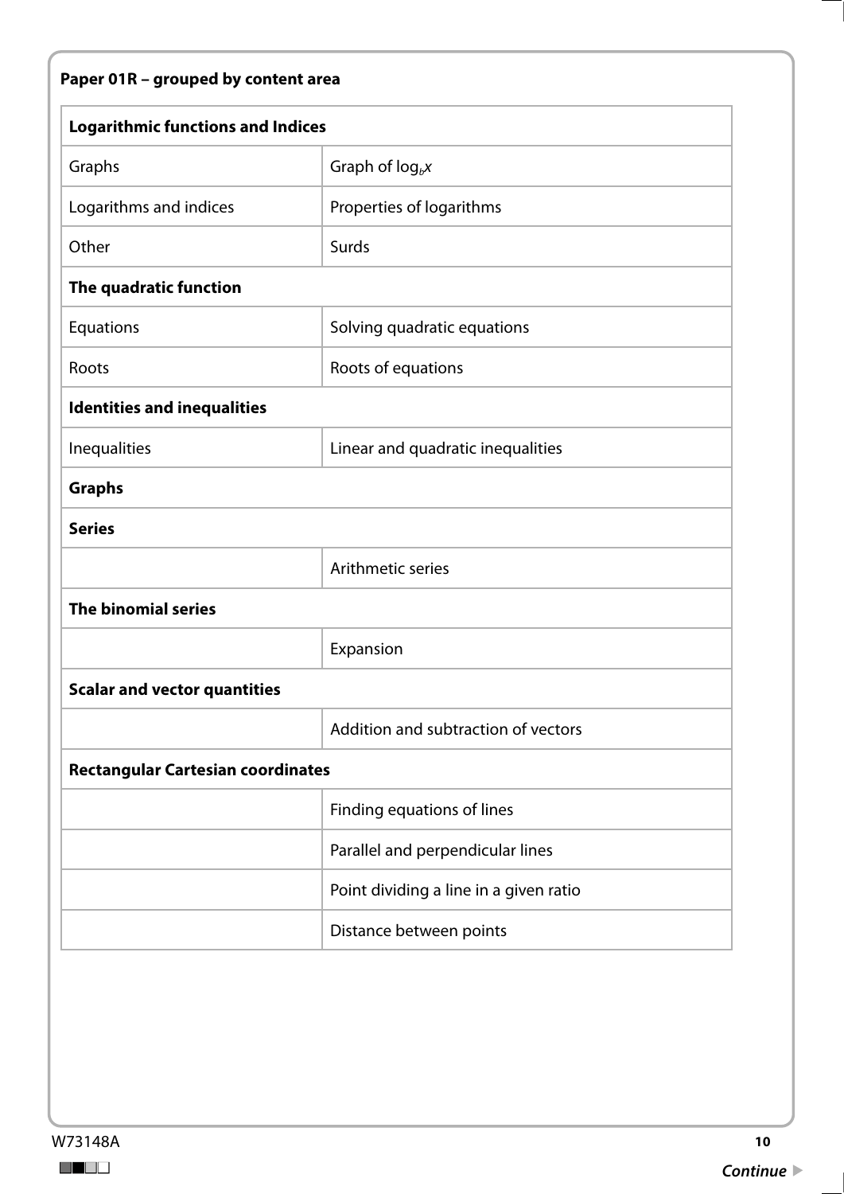**Paper 01R – grouped by content area**

| Logarithmic functions and Indices | |
|---|---|
| Graphs | Graph of $\log_b x$ |
| Logarithms and indices | Properties of logarithms |
| Other | Surds |
| **The quadratic function** | |
| Equations | Solving quadratic equations |
| Roots | Roots of equations |
| **Identities and inequalities** | |
| Inequalities | Linear and quadratic inequalities |
| **Graphs** | |
| **Series** | |
| | Arithmetic series |
| **The binomial series** | |
| | Expansion |
| **Scalar and vector quantities** | |
| | Addition and subtraction of vectors |
| **Rectangular Cartesian coordinates** | |
| | Finding equations of lines |
| | Parallel and perpendicular lines |
| | Point dividing a line in a given ratio |
| | Distance between points |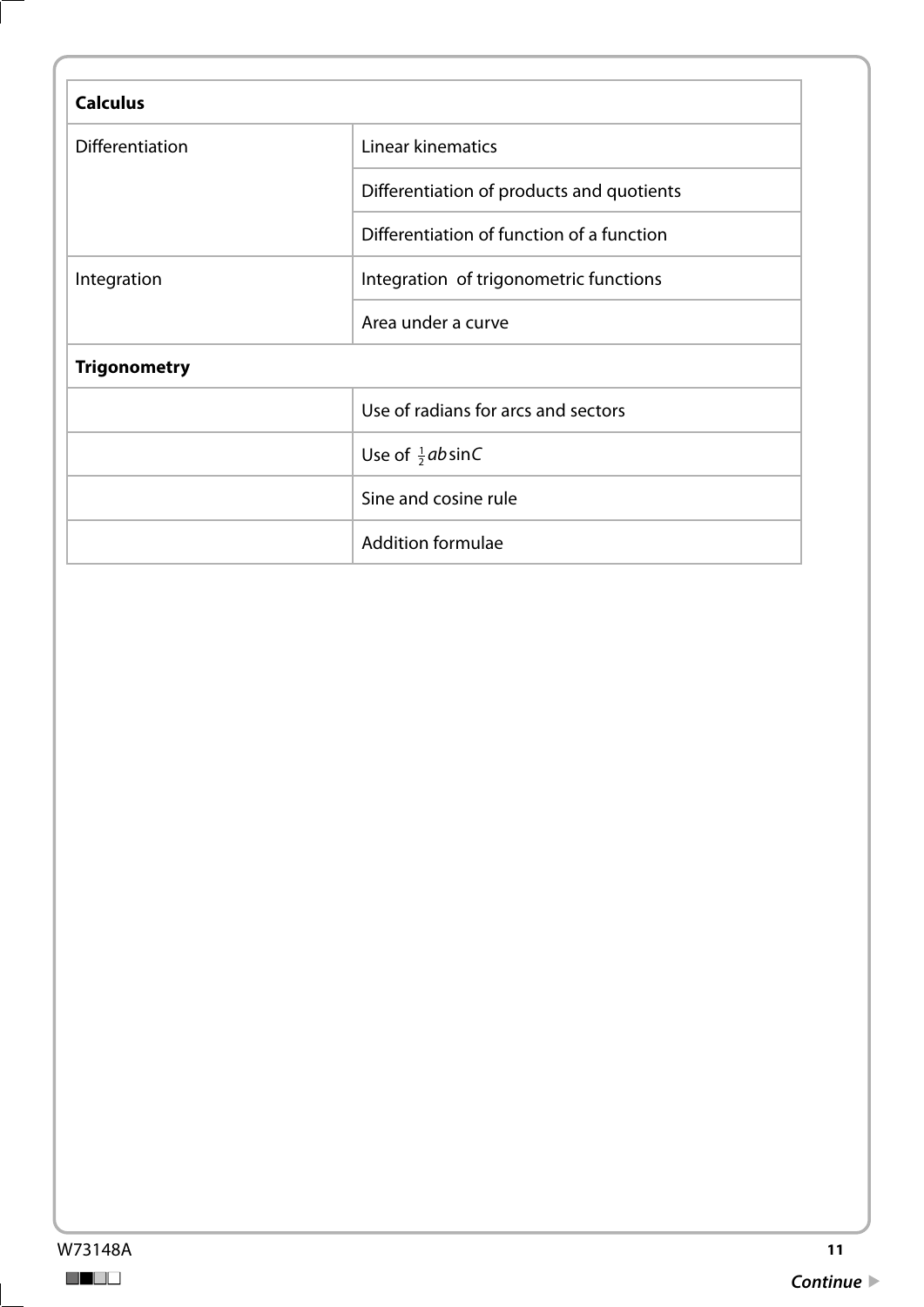| **Calculus** | |
|---|---|
| Differentiation | Linear kinematics |
| | Differentiation of products and quotients |
| | Differentiation of function of a function |
| Integration | Integration of trigonometric functions |
| | Area under a curve |
| **Trigonometry** | |
| | Use of radians for arcs and sectors |
| | Use of $\frac{1}{2}ab\sin C$ |
| | Sine and cosine rule |
| | Addition formulae |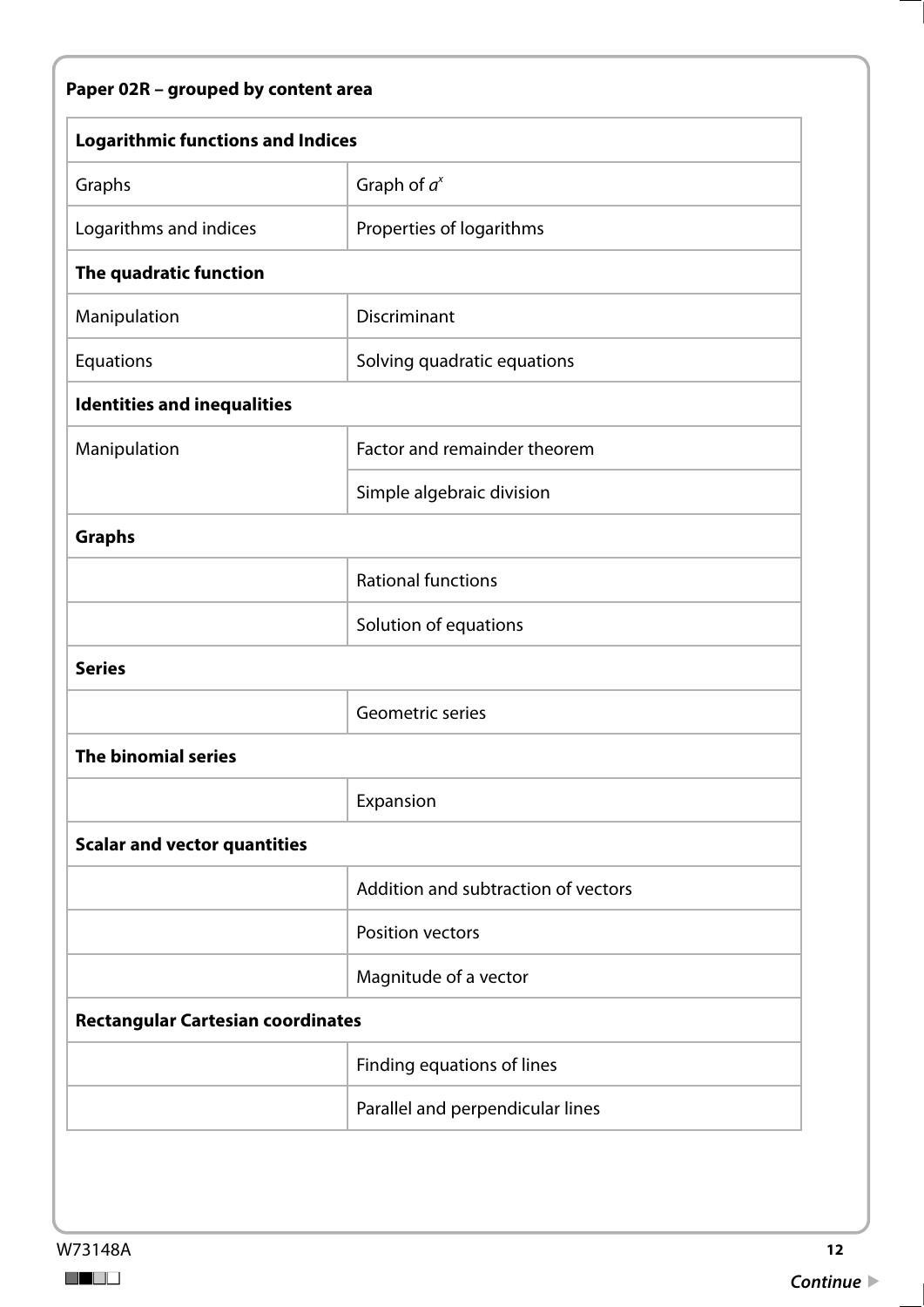**Paper 02R – grouped by content area**

| **Logarithmic functions and Indices** | |
|---|---|
| Graphs | Graph of $a^x$ |
| Logarithms and indices | Properties of logarithms |
| **The quadratic function** | |
| Manipulation | Discriminant |
| Equations | Solving quadratic equations |
| **Identities and inequalities** | |
| Manipulation | Factor and remainder theorem |
| | Simple algebraic division |
| **Graphs** | |
| | Rational functions |
| | Solution of equations |
| **Series** | |
| | Geometric series |
| **The binomial series** | |
| | Expansion |
| **Scalar and vector quantities** | |
| | Addition and subtraction of vectors |
| | Position vectors |
| | Magnitude of a vector |
| **Rectangular Cartesian coordinates** | |
| | Finding equations of lines |
| | Parallel and perpendicular lines |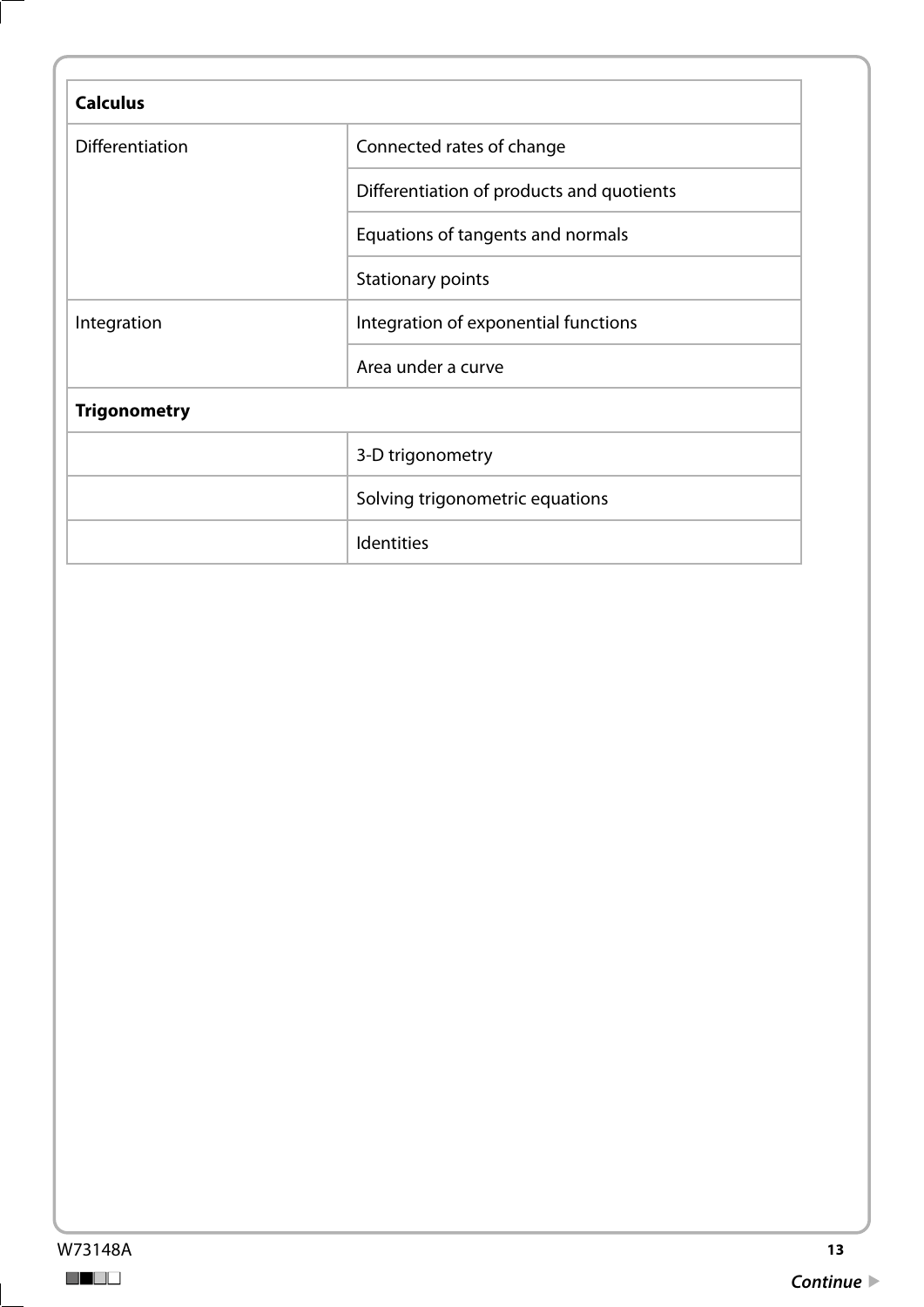| **Calculus** | |
|---|---|
| Differentiation | Connected rates of change |
| | Differentiation of products and quotients |
| | Equations of tangents and normals |
| | Stationary points |
| Integration | Integration of exponential functions |
| | Area under a curve |
| **Trigonometry** | |
| | 3-D trigonometry |
| | Solving trigonometric equations |
| | Identities |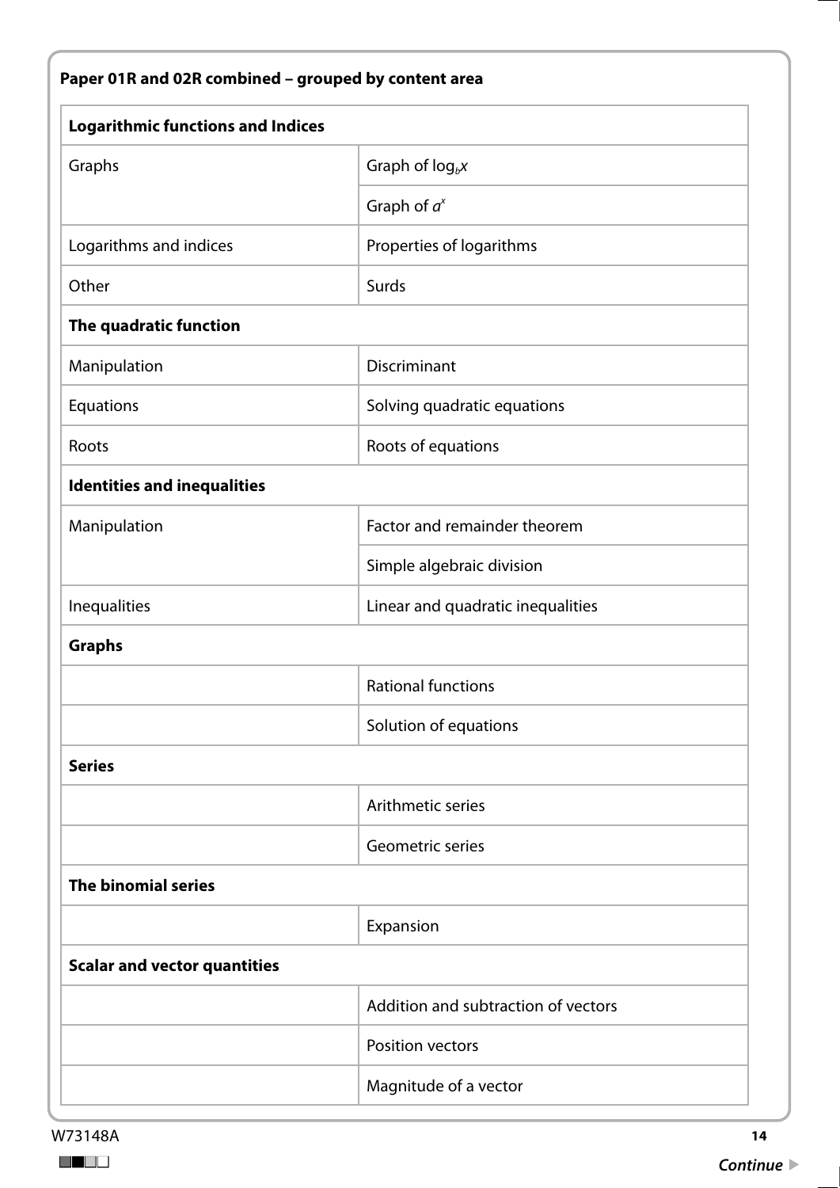**Paper 01R and 02R combined – grouped by content area**

| **Logarithmic functions and Indices** | |
|---|---|
| Graphs | Graph of $\log_b x$ |
| | Graph of $a^x$ |
| Logarithms and indices | Properties of logarithms |
| Other | Surds |
| **The quadratic function** | |
| Manipulation | Discriminant |
| Equations | Solving quadratic equations |
| Roots | Roots of equations |
| **Identities and inequalities** | |
| Manipulation | Factor and remainder theorem |
| | Simple algebraic division |
| Inequalities | Linear and quadratic inequalities |
| **Graphs** | |
| | Rational functions |
| | Solution of equations |
| **Series** | |
| | Arithmetic series |
| | Geometric series |
| **The binomial series** | |
| | Expansion |
| **Scalar and vector quantities** | |
| | Addition and subtraction of vectors |
| | Position vectors |
| | Magnitude of a vector |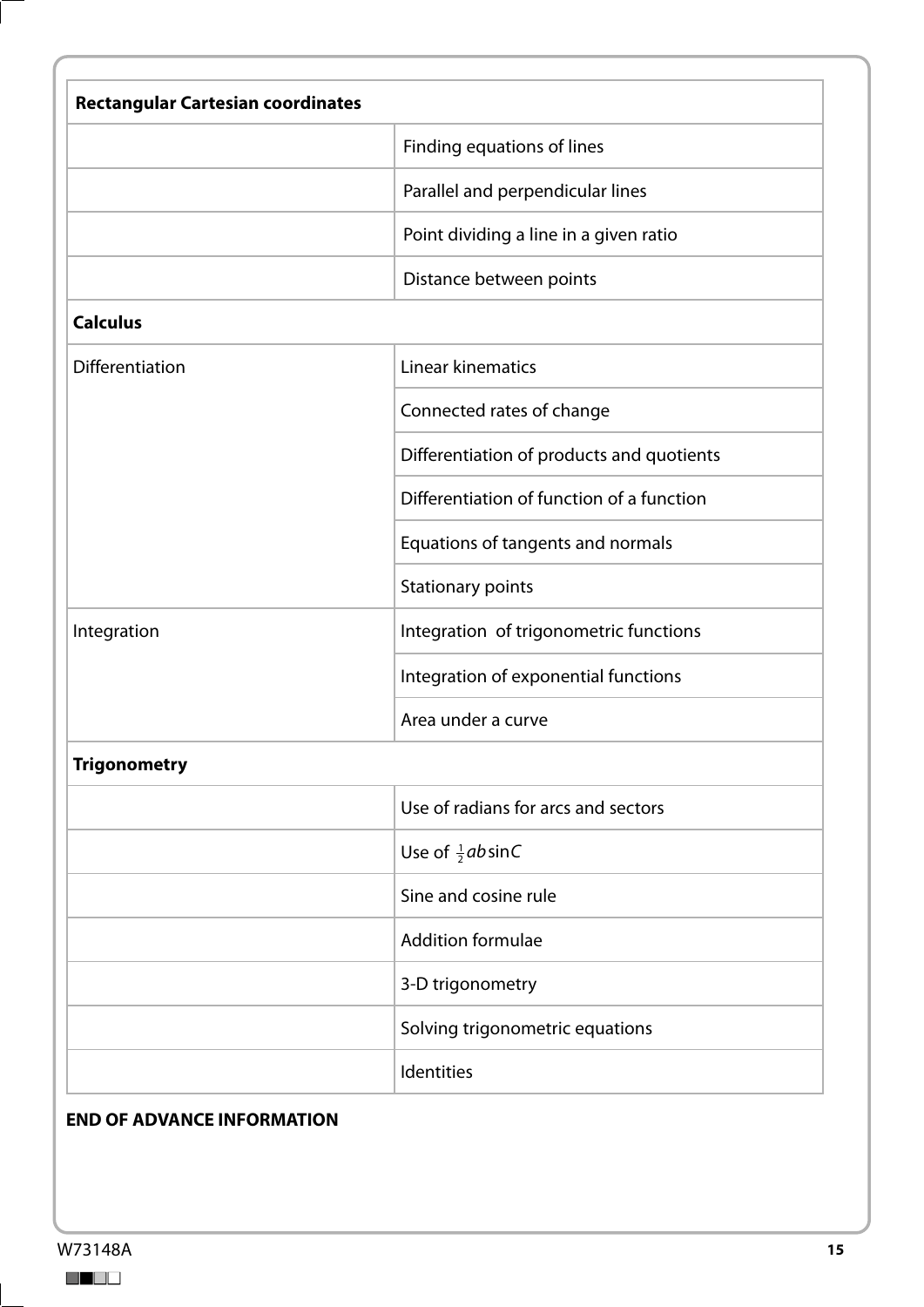| | |
|---|---|
| **Rectangular Cartesian coordinates** | |
| | Finding equations of lines |
| | Parallel and perpendicular lines |
| | Point dividing a line in a given ratio |
| | Distance between points |
| **Calculus** | |
| Differentiation | Linear kinematics |
| | Connected rates of change |
| | Differentiation of products and quotients |
| | Differentiation of function of a function |
| | Equations of tangents and normals |
| | Stationary points |
| Integration | Integration of trigonometric functions |
| | Integration of exponential functions |
| | Area under a curve |
| **Trigonometry** | |
| | Use of radians for arcs and sectors |
| | Use of $\frac{1}{2}ab\sin C$ |
| | Sine and cosine rule |
| | Addition formulae |
| | 3-D trigonometry |
| | Solving trigonometric equations |
| | Identities |

**END OF ADVANCE INFORMATION**